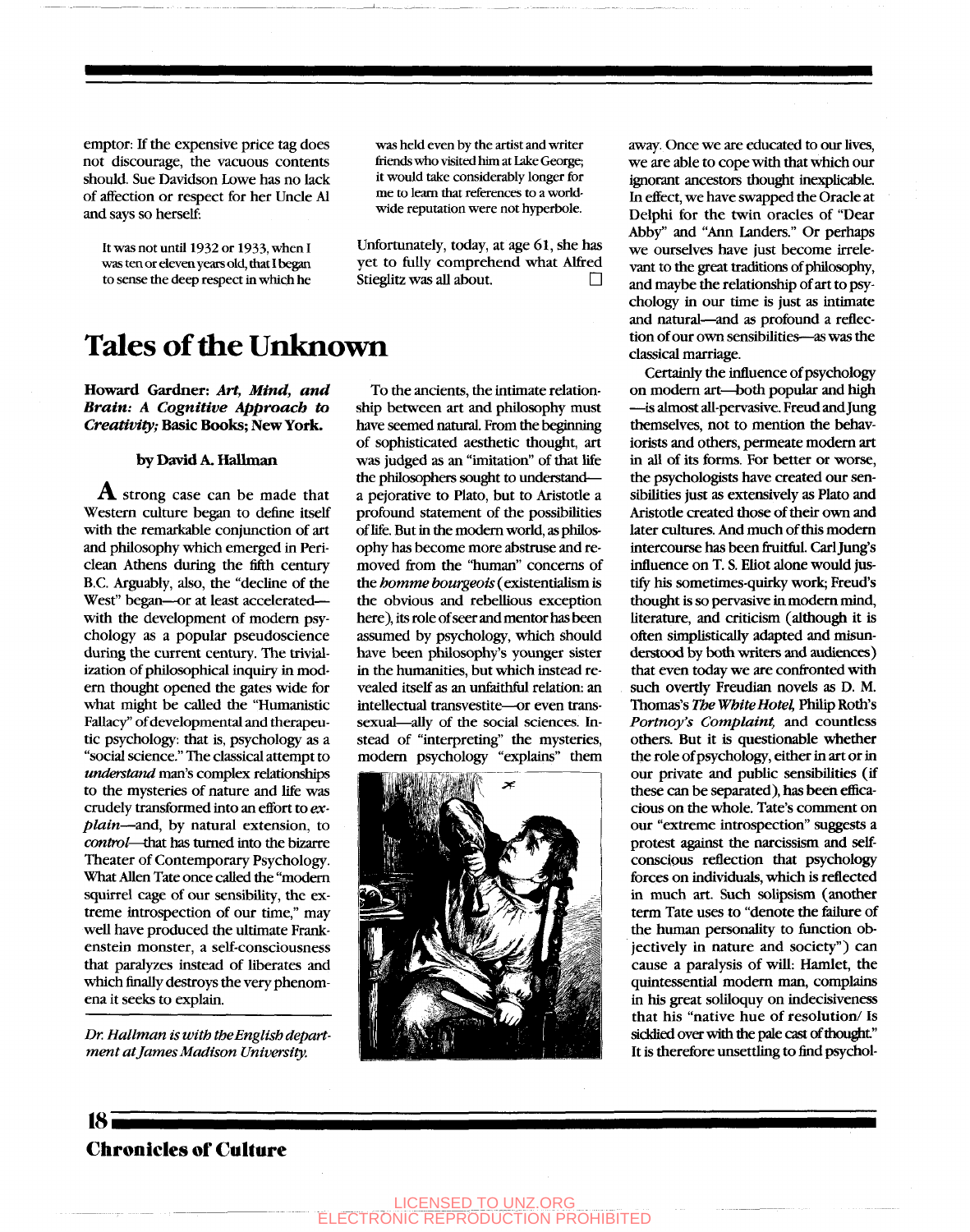emptor: If the expensive price tag does not discourage, the vacuous contents should. Sue Davidson Lowe has no lack of affection or respect for her Uncle Al and says so herself:

> It was not until 1932 or 1933, when I was ten or eleven years old, that I began to sense the deep respect in which he was held even by the artist and writer friends who visited him at Lake George; it would take considerably longer for me to learn that references to a worldwide reputation were not hyperbole.

Unfortunately, today, at age 61, she has yet to fully comprehend what Alfred Stieglitz was all about. □

# Tales of the Unknown

**Howard Gardner: *Art, Mind, and Brain: A Cognitive Approach to Creativity;* Basic Books; New York.**

**by David A. Hallman**

A strong case can be made that Western culture began to define itself with the remarkable conjunction of art and philosophy which emerged in Periclean Athens during the fifth century B.C. Arguably, also, the "decline of the West" began—or at least accelerated—with the development of modern psychology as a popular pseudoscience during the current century. The trivialization of philosophical inquiry in modern thought opened the gates wide for what might be called the "Humanistic Fallacy" of developmental and therapeutic psychology: that is, psychology as a "social science." The classical attempt to *understand* man's complex relationships to the mysteries of nature and life was crudely transformed into an effort to *explain*—and, by natural extension, to *control*—that has turned into the bizarre Theater of Contemporary Psychology. What Allen Tate once called the "modern squirrel cage of our sensibility, the extreme introspection of our time," may well have produced the ultimate Frankenstein monster, a self-consciousness that paralyzes instead of liberates and which finally destroys the very phenomena it seeks to explain.

*Dr. Hallman is with the English department at James Madison University.*

To the ancients, the intimate relationship between art and philosophy must have seemed natural. From the beginning of sophisticated aesthetic thought, art was judged as an "imitation" of that life the philosophers sought to understand—a pejorative to Plato, but to Aristotle a profound statement of the possibilities of life. But in the modern world, as philosophy has become more abstruse and removed from the "human" concerns of the *homme bourgeois* (existentialism is the obvious and rebellious exception here), its role of seer and mentor has been assumed by psychology, which should have been philosophy's younger sister in the humanities, but which instead revealed itself as an unfaithful relation: an intellectual transvestite—or even transsexual—ally of the social sciences. Instead of "interpreting" the mysteries, modern psychology "explains" them away. Once we are educated to our lives, we are able to cope with that which our ignorant ancestors thought inexplicable. In effect, we have swapped the Oracle at Delphi for the twin oracles of "Dear Abby" and "Ann Landers." Or perhaps we ourselves have just become irrelevant to the great traditions of philosophy, and maybe the relationship of art to psychology in our time is just as intimate and natural—and as profound a reflection of our own sensibilities—as was the classical marriage.

Certainly the influence of psychology on modern art—both popular and high—is almost all-pervasive. Freud and Jung themselves, not to mention the behaviorists and others, permeate modern art in all of its forms. For better or worse, the psychologists have created our sensibilities just as extensively as Plato and Aristotle created those of their own and later cultures. And much of this modern intercourse has been fruitful. Carl Jung's influence on T. S. Eliot alone would justify his sometimes-quirky work; Freud's thought is so pervasive in modern mind, literature, and criticism (although it is often simplistically adapted and misunderstood by both writers and audiences) that even today we are confronted with such overtly Freudian novels as D. M. Thomas's *The White Hotel,* Philip Roth's *Portnoy's Complaint,* and countless others. But it is questionable whether the role of psychology, either in art or in our private and public sensibilities (if these can be separated), has been efficacious on the whole. Tate's comment on our "extreme introspection" suggests a protest against the narcissism and self-conscious reflection that psychology forces on individuals, which is reflected in much art. Such solipsism (another term Tate uses to "denote the failure of the human personality to function objectively in nature and society") can cause a paralysis of will: Hamlet, the quintessential modern man, complains in his great soliloquy on indecisiveness that his "native hue of resolution/ Is sicklied over with the pale cast of thought." It is therefore unsettling to find psychol-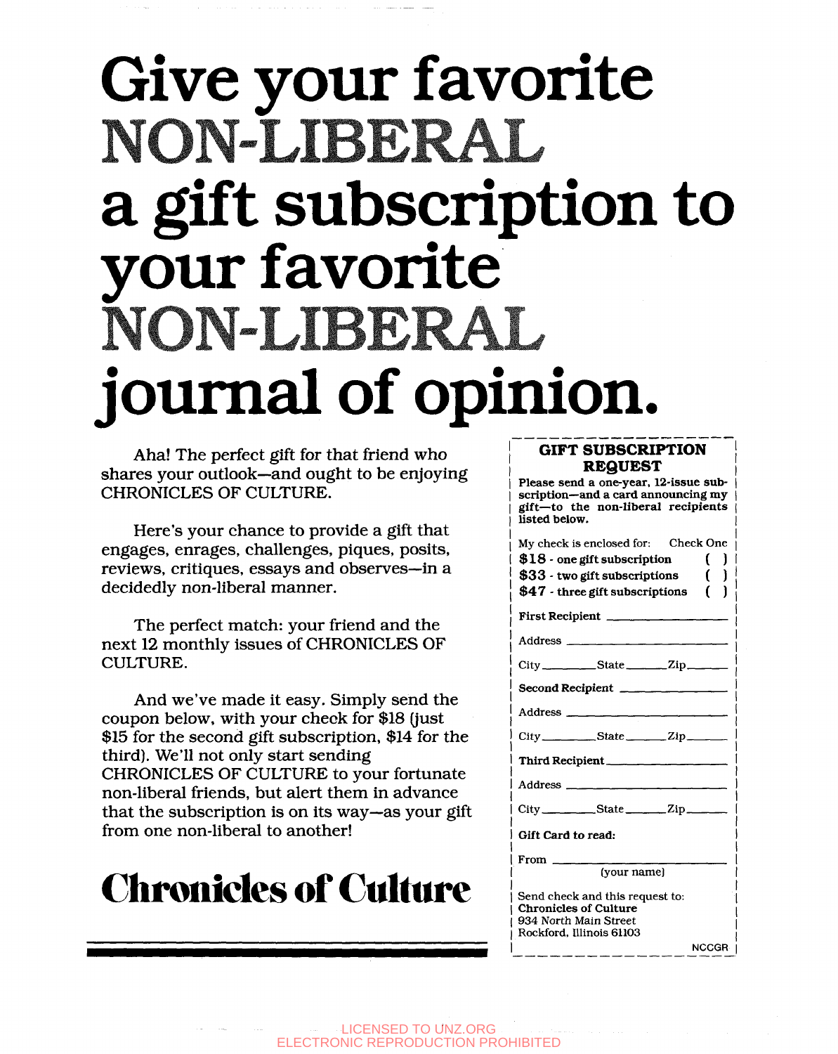# Give your favorite NON-LIBERAL a gift subscription to your favorite NON-LIBERAL journal of opinion.

Aha! The perfect gift for that friend who shares your outlook—and ought to be enjoying CHRONICLES OF CULTURE.

Here's your chance to provide a gift that engages, enrages, challenges, piques, posits, reviews, critiques, essays and observes—in a decidedly non-liberal manner.

The perfect match: your friend and the next 12 monthly issues of CHRONICLES OF CULTURE.

And we've made it easy. Simply send the coupon below, with your check for $18 (just $15 for the second gift subscription, $14 for the third). We'll not only start sending CHRONICLES OF CULTURE to your fortunate non-liberal friends, but alert them in advance that the subscription is on its way—as your gift from one non-liberal to another!

## Chronicles of Culture

---

**GIFT SUBSCRIPTION REQUEST**

**Please send a one-year, 12-issue subscription—and a card announcing my gift—to the non-liberal recipients listed below.**

My check is enclosed for: Check One

**$18** - one gift subscription ( )
**$33** - two gift subscriptions ( )
**$47** - three gift subscriptions ( )

**First Recipient** ____________

Address ____________

City ________ State ________ Zip ________

**Second Recipient** ____________

Address ____________

City ________ State ________ Zip ________

**Third Recipient** ____________

Address ____________

City ________ State ________ Zip ________

**Gift Card to read:**

From ____________
(your name)

Send check and this request to:
**Chronicles of Culture**
934 North Main Street
Rockford, Illinois 61103

NCCGR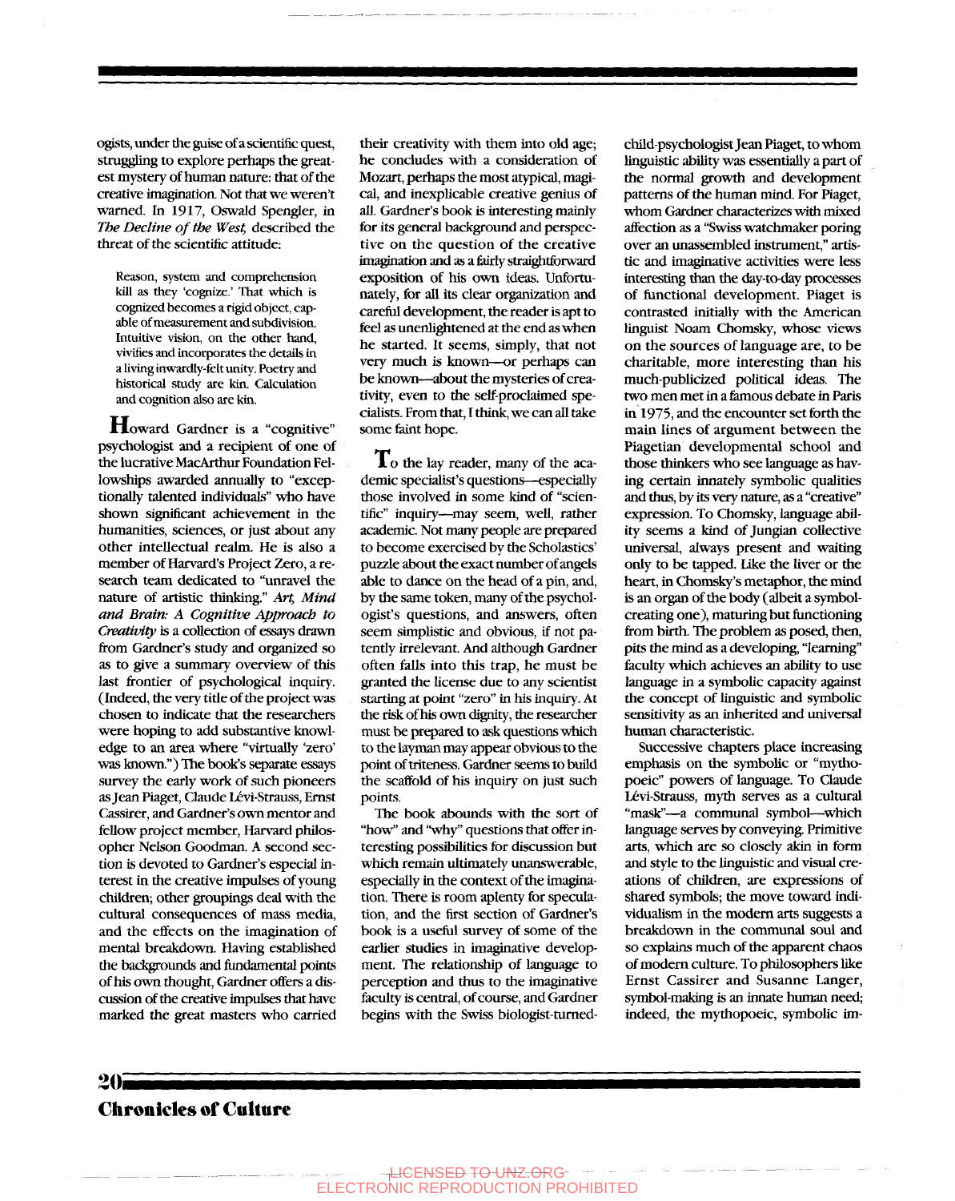ogists, under the guise of a scientific quest, struggling to explore perhaps the greatest mystery of human nature: that of the creative imagination. Not that we weren't warned. In 1917, Oswald Spengler, in *The Decline of the West*, described the threat of the scientific attitude:

> Reason, system and comprehension kill as they 'cognize.' That which is cognized becomes a rigid object, capable of measurement and subdivision. Intuitive vision, on the other hand, vivifies and incorporates the details in a living inwardly-felt unity. Poetry and historical study are kin. Calculation and cognition also are kin.

**H**oward Gardner is a "cognitive" psychologist and a recipient of one of the lucrative MacArthur Foundation Fellowships awarded annually to "exceptionally talented individuals" who have shown significant achievement in the humanities, sciences, or just about any other intellectual realm. He is also a member of Harvard's Project Zero, a research team dedicated to "unravel the nature of artistic thinking." *Art, Mind and Brain: A Cognitive Approach to Creativity* is a collection of essays drawn from Gardner's study and organized so as to give a summary overview of this last frontier of psychological inquiry. (Indeed, the very title of the project was chosen to indicate that the researchers were hoping to add substantive knowledge to an area where "virtually 'zero' was known.") The book's separate essays survey the early work of such pioneers as Jean Piaget, Claude Lévi-Strauss, Ernst Cassirer, and Gardner's own mentor and fellow project member, Harvard philosopher Nelson Goodman. A second section is devoted to Gardner's especial interest in the creative impulses of young children; other groupings deal with the cultural consequences of mass media, and the effects on the imagination of mental breakdown. Having established the backgrounds and fundamental points of his own thought, Gardner offers a discussion of the creative impulses that have marked the great masters who carried their creativity with them into old age; he concludes with a consideration of Mozart, perhaps the most atypical, magical, and inexplicable creative genius of all. Gardner's book is interesting mainly for its general background and perspective on the question of the creative imagination and as a fairly straightforward exposition of his own ideas. Unfortunately, for all its clear organization and careful development, the reader is apt to feel as unenlightened at the end as when he started. It seems, simply, that not very much is known—or perhaps can be known—about the mysteries of creativity, even to the self-proclaimed specialists. From that, I think, we can all take some faint hope.

**T**o the lay reader, many of the academic specialist's questions—especially those involved in some kind of "scientific" inquiry—may seem, well, rather academic. Not many people are prepared to become exercised by the Scholastics' puzzle about the exact number of angels able to dance on the head of a pin, and, by the same token, many of the psychologist's questions, and answers, often seem simplistic and obvious, if not patently irrelevant. And although Gardner often falls into this trap, he must be granted the license due to any scientist starting at point "zero" in his inquiry. At the risk of his own dignity, the researcher must be prepared to ask questions which to the layman may appear obvious to the point of triteness. Gardner seems to build the scaffold of his inquiry on just such points.

The book abounds with the sort of "how" and "why" questions that offer interesting possibilities for discussion but which remain ultimately unanswerable, especially in the context of the imagination. There is room aplenty for speculation, and the first section of Gardner's book is a useful survey of some of the earlier studies in imaginative development. The relationship of language to perception and thus to the imaginative faculty is central, of course, and Gardner begins with the Swiss biologist-turned-child-psychologist Jean Piaget, to whom linguistic ability was essentially a part of the normal growth and development patterns of the human mind. For Piaget, whom Gardner characterizes with mixed affection as a "Swiss watchmaker poring over an unassembled instrument," artistic and imaginative activities were less interesting than the day-to-day processes of functional development. Piaget is contrasted initially with the American linguist Noam Chomsky, whose views on the sources of language are, to be charitable, more interesting than his much-publicized political ideas. The two men met in a famous debate in Paris in 1975, and the encounter set forth the main lines of argument between the Piagetian developmental school and those thinkers who see language as having certain innately symbolic qualities and thus, by its very nature, as a "creative" expression. To Chomsky, language ability seems a kind of Jungian collective universal, always present and waiting only to be tapped. Like the liver or the heart, in Chomsky's metaphor, the mind is an organ of the body (albeit a symbol-creating one), maturing but functioning from birth. The problem as posed, then, pits the mind as a developing, "learning" faculty which achieves an ability to use language in a symbolic capacity against the concept of linguistic and symbolic sensitivity as an inherited and universal human characteristic.

Successive chapters place increasing emphasis on the symbolic or "mythopoeic" powers of language. To Claude Lévi-Strauss, myth serves as a cultural "mask"—a communal symbol—which language serves by conveying. Primitive arts, which are so closely akin in form and style to the linguistic and visual creations of children, are expressions of shared symbols; the move toward individualism in the modern arts suggests a breakdown in the communal soul and so explains much of the apparent chaos of modern culture. To philosophers like Ernst Cassirer and Susanne Langer, symbol-making is an innate human need; indeed, the mythopoeic, symbolic im-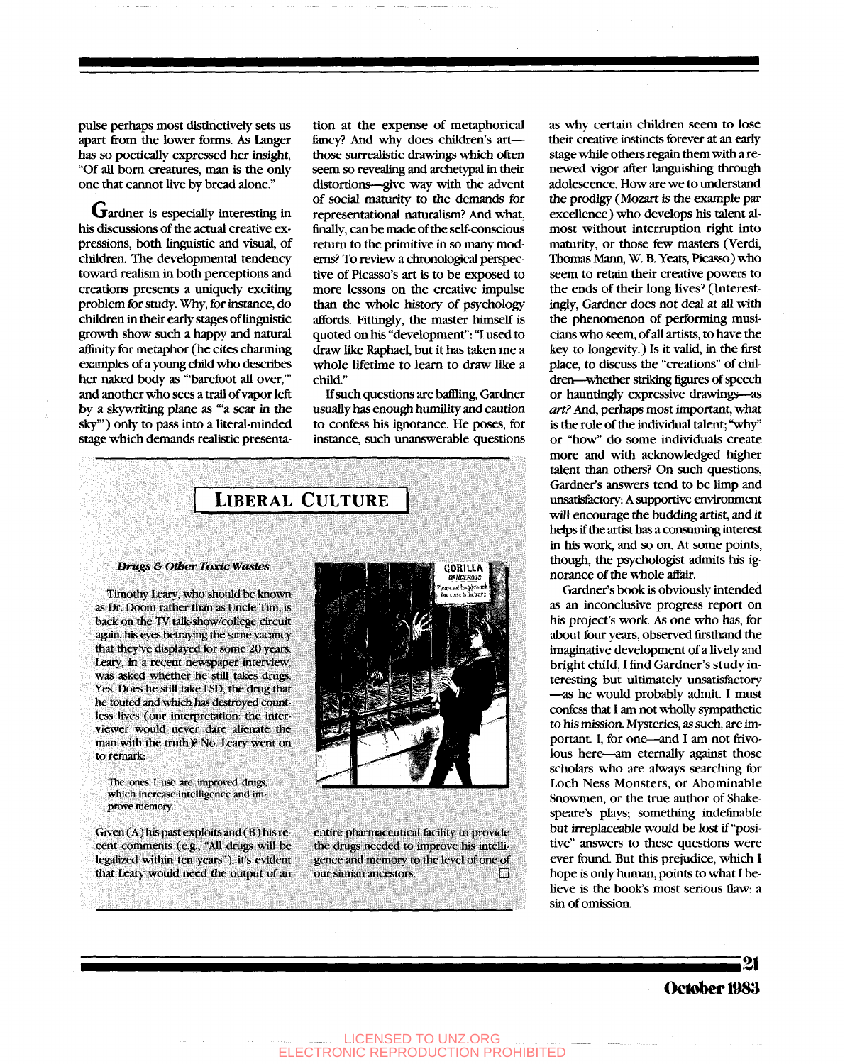pulse perhaps most distinctively sets us apart from the lower forms. As Langer has so poetically expressed her insight, "Of all born creatures, man is the only one that cannot live by bread alone."

Gardner is especially interesting in his discussions of the actual creative expressions, both linguistic and visual, of children. The developmental tendency toward realism in both perceptions and creations presents a uniquely exciting problem for study. Why, for instance, do children in their early stages of linguistic growth show such a happy and natural affinity for metaphor (he cites charming examples of a young child who describes her naked body as "'barefoot all over,'" and another who sees a trail of vapor left by a skywriting plane as "'a scar in the sky'") only to pass into a literal-minded stage which demands realistic presentation at the expense of metaphorical fancy? And why does children's art—those surrealistic drawings which often seem so revealing and archetypal in their distortions—give way with the advent of social maturity to the demands for representational naturalism? And what, finally, can be made of the self-conscious return to the primitive in so many moderns? To review a chronological perspective of Picasso's art is to be exposed to more lessons on the creative impulse than the whole history of psychology affords. Fittingly, the master himself is quoted on his "development": "I used to draw like Raphael, but it has taken me a whole lifetime to learn to draw like a child."

If such questions are baffling, Gardner usually has enough humility and caution to confess his ignorance. He poses, for instance, such unanswerable questions as why certain children seem to lose their creative instincts forever at an early stage while others regain them with a renewed vigor after languishing through adolescence. How are we to understand the prodigy (Mozart is the example par excellence) who develops his talent almost without interruption right into maturity, or those few masters (Verdi, Thomas Mann, W. B. Yeats, Picasso) who seem to retain their creative powers to the ends of their long lives? (Interestingly, Gardner does not deal at all with the phenomenon of performing musicians who seem, of all artists, to have the key to longevity.) Is it valid, in the first place, to discuss the "creations" of children—whether striking figures of speech or hauntingly expressive drawings—as *art?* And, perhaps most important, what is the role of the individual talent; "why" or "how" do some individuals create more and with acknowledged higher talent than others? On such questions, Gardner's answers tend to be limp and unsatisfactory: A supportive environment will encourage the budding artist, and it helps if the artist has a consuming interest in his work, and so on. At some points, though, the psychologist admits his ignorance of the whole affair.

Gardner's book is obviously intended as an inconclusive progress report on his project's work. As one who has, for about four years, observed firsthand the imaginative development of a lively and bright child, I find Gardner's study interesting but ultimately unsatisfactory —as he would probably admit. I must confess that I am not wholly sympathetic to his mission. Mysteries, as such, are important. I, for one—and I am not frivolous here—am eternally against those scholars who are always searching for Loch Ness Monsters, or Abominable Snowmen, or the true author of Shakespeare's plays; something indefinable but irreplaceable would be lost if "positive" answers to these questions were ever found. But this prejudice, which I hope is only human, points to what I believe is the book's most serious flaw: a sin of omission.

## LIBERAL CULTURE

### *Drugs & Other Toxic Wastes*

Timothy Leary, who should be known as Dr. Doom rather than as Uncle Tim, is back on the TV talk-show/college circuit again, his eyes betraying the same vacancy that they've displayed for some 20 years. Leary, in a recent newspaper interview, was asked whether he still takes drugs. Yes. Does he still take LSD, the drug that he touted and which has destroyed countless lives (our interpretation: the interviewer would never dare alienate the man with the truth)? No. Leary went on to remark:

> The ones I use are improved drugs, which increase intelligence and improve memory.

Given (A) his past exploits and (B) his recent comments (e.g., "All drugs will be legalized within ten years"), it's evident that Leary would need the output of an entire pharmaceutical facility to provide the drugs needed to improve his intelligence and memory to the level of one of our simian ancestors. □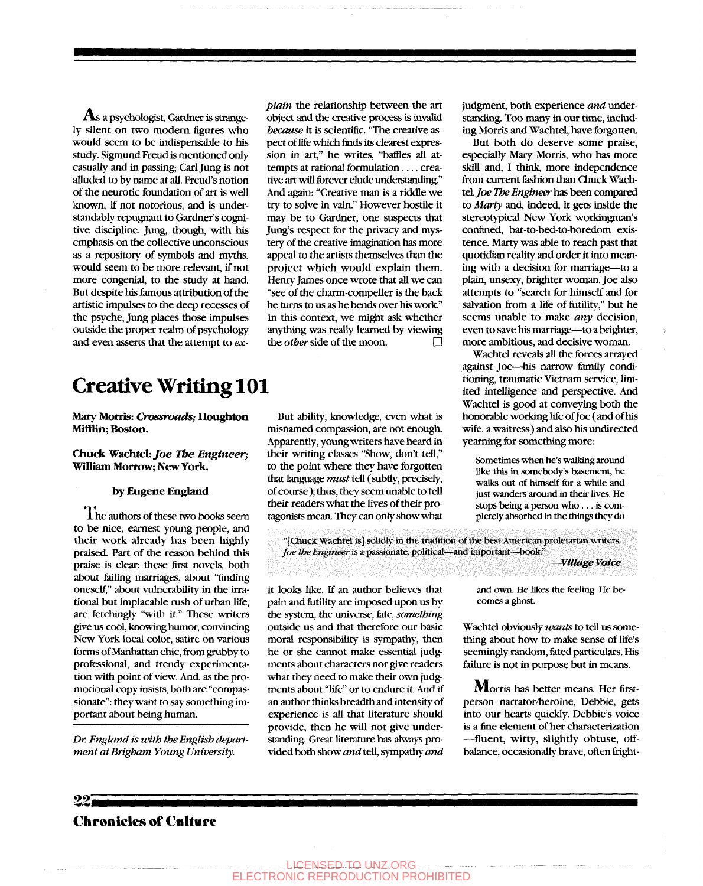As a psychologist, Gardner is strangely silent on two modern figures who would seem to be indispensable to his study. Sigmund Freud is mentioned only casually and in passing; Carl Jung is not alluded to by name at all. Freud's notion of the neurotic foundation of art is well known, if not notorious, and is understandably repugnant to Gardner's cognitive discipline. Jung, though, with his emphasis on the collective unconscious as a repository of symbols and myths, would seem to be more relevant, if not more congenial, to the study at hand. But despite his famous attribution of the artistic impulses to the deep recesses of the psyche, Jung places those impulses outside the proper realm of psychology and even asserts that the attempt to *explain* the relationship between the art object and the creative process is invalid *because* it is scientific. "The creative aspect of life which finds its clearest expression in art," he writes, "baffles all attempts at rational formulation . . . . creative art will forever elude understanding." And again: "Creative man is a riddle we try to solve in vain." However hostile it may be to Gardner, one suspects that Jung's respect for the privacy and mystery of the creative imagination has more appeal to the artists themselves than the project which would explain them. Henry James once wrote that all we can "see of the charm-compeller is the back he turns to us as he bends over his work." In this context, we might ask whether anything was really learned by viewing the *other* side of the moon. □

# Creative Writing 101

**Mary Morris: *Crossroads;* Houghton Mifflin; Boston.**

**Chuck Wachtel: *Joe The Engineer;* William Morrow; New York.**

**by Eugene England**

The authors of these two books seem to be nice, earnest young people, and their work already has been highly praised. Part of the reason behind this praise is clear: these first novels, both about failing marriages, about "finding oneself," about vulnerability in the irrational but implacable rush of urban life, are fetchingly "with it." These writers give us cool, knowing humor, convincing New York local color, satire on various forms of Manhattan chic, from grubby to professional, and trendy experimentation with point of view. And, as the promotional copy insists, both are "compassionate": they want to say something important about being human.

*Dr. England is with the English department at Brigham Young University.*

But ability, knowledge, even what is misnamed compassion, are not enough. Apparently, young writers have heard in their writing classes "Show, don't tell," to the point where they have forgotten that language *must* tell (subtly, precisely, of course); thus, they seem unable to tell their readers what the lives of their protagonists mean. They can only show what it looks like. If an author believes that pain and futility are imposed upon us by the system, the universe, fate, *something* outside us and that therefore our basic moral responsibility is sympathy, then he or she cannot make essential judgments about characters nor give readers what they need to make their own judgments about "life" or to endure it. And if an author thinks breadth and intensity of experience is all that literature should provide, then he will not give understanding. Great literature has always provided both show *and* tell, sympathy *and* judgment, both experience *and* understanding. Too many in our time, including Morris and Wachtel, have forgotten.

But both do deserve some praise, especially Mary Morris, who has more skill and, I think, more independence from current fashion than Chuck Wachtel. *Joe The Engineer* has been compared to *Marty* and, indeed, it gets inside the stereotypical New York workingman's confined, bar-to-bed-to-boredom existence. Marty was able to reach past that quotidian reality and order it into meaning with a decision for marriage—to a plain, unsexy, brighter woman. Joe also attempts to "search for himself and for salvation from a life of futility," but he seems unable to make *any* decision, even to save his marriage—to a brighter, more ambitious, and decisive woman.

Wachtel reveals all the forces arrayed against Joe—his narrow family conditioning, traumatic Vietnam service, limited intelligence and perspective. And Wachtel is good at conveying both the honorable working life of Joe (and of his wife, a waitress) and also his undirected yearning for something more:

> Sometimes when he's walking around like this in somebody's basement, he walks out of himself for a while and just wanders around in their lives. He stops being a person who . . . is completely absorbed in the things they do and own. He likes the feeling. He becomes a ghost.

> "[Chuck Wachtel is] solidly in the tradition of the best American proletarian writers. *Joe the Engineer* is a passionate, political—and important—book."
> —***Village Voice***

Wachtel obviously *wants* to tell us something about how to make sense of life's seemingly random, fated particulars. His failure is not in purpose but in means.

Morris has better means. Her first-person narrator/heroine, Debbie, gets into our hearts quickly. Debbie's voice is a fine element of her characterization—fluent, witty, slightly obtuse, off-balance, occasionally brave, often fright-